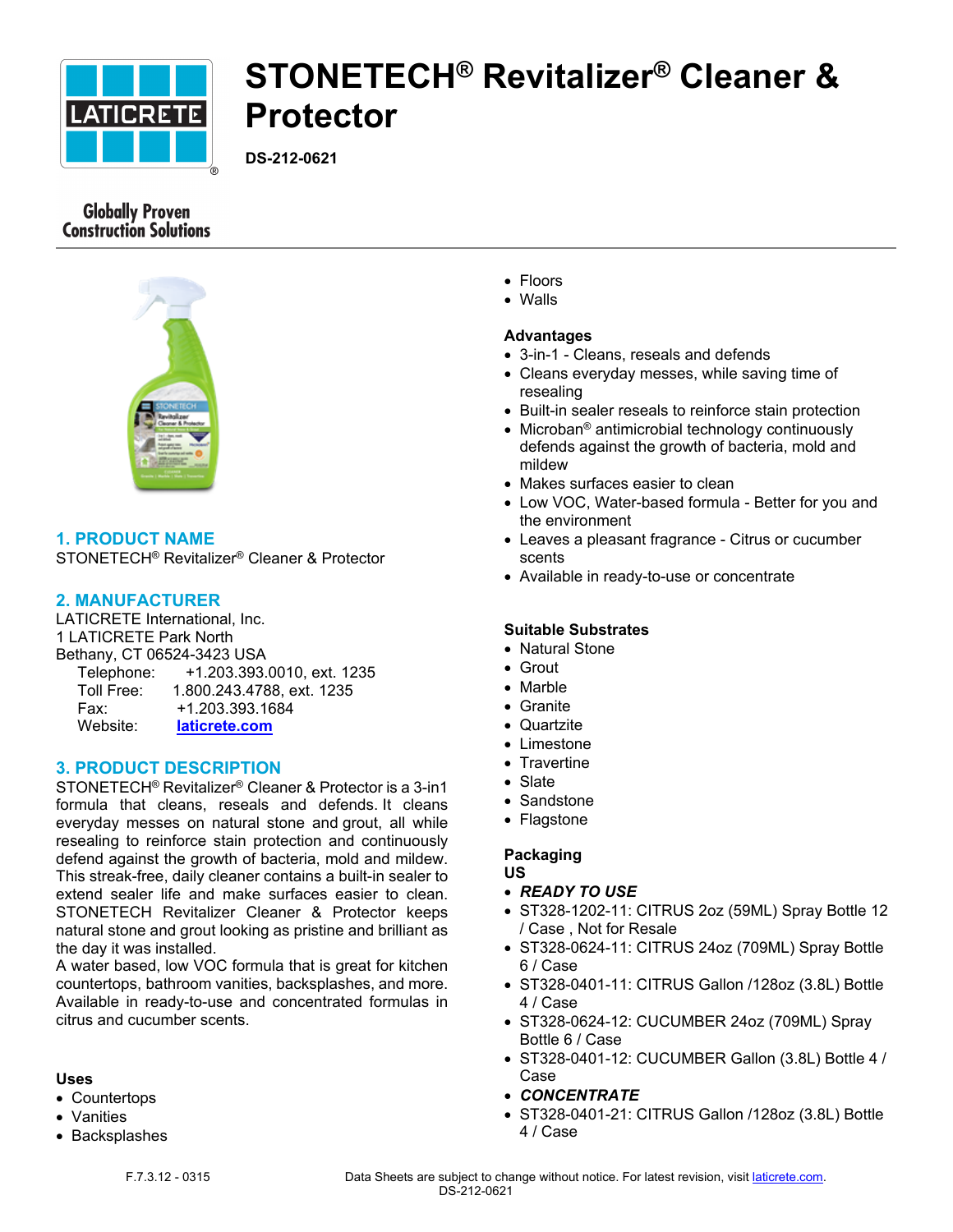# STONETECH® Revitalizer® Cleaner & Protector

**DS-212-0621**

Globally Proven Construction Solutions

## 1. PRODUCT NAME

STONETECH® Revitalizer® Cleaner & Protector

## 2. MANUFACTURER

LATICRETE International, Inc.
1 LATICRETE Park North
Bethany, CT 06524-3423 USA

Telephone: +1.203.393.0010, ext. 1235
Toll Free: 1.800.243.4788, ext. 1235
Fax: +1.203.393.1684
Website: laticrete.com

## 3. PRODUCT DESCRIPTION

STONETECH® Revitalizer® Cleaner & Protector is a 3-in1 formula that cleans, reseals and defends. It cleans everyday messes on natural stone and grout, all while resealing to reinforce stain protection and continuously defend against the growth of bacteria, mold and mildew. This streak-free, daily cleaner contains a built-in sealer to extend sealer life and make surfaces easier to clean. STONETECH Revitalizer Cleaner & Protector keeps natural stone and grout looking as pristine and brilliant as the day it was installed.

A water based, low VOC formula that is great for kitchen countertops, bathroom vanities, backsplashes, and more. Available in ready-to-use and concentrated formulas in citrus and cucumber scents.

**Uses**

- Countertops
- Vanities
- Backsplashes
- Floors
- Walls

**Advantages**

- 3-in-1 - Cleans, reseals and defends
- Cleans everyday messes, while saving time of resealing
- Built-in sealer reseals to reinforce stain protection
- Microban® antimicrobial technology continuously defends against the growth of bacteria, mold and mildew
- Makes surfaces easier to clean
- Low VOC, Water-based formula - Better for you and the environment
- Leaves a pleasant fragrance - Citrus or cucumber scents
- Available in ready-to-use or concentrate

**Suitable Substrates**

- Natural Stone
- Grout
- Marble
- Granite
- Quartzite
- Limestone
- Travertine
- Slate
- Sandstone
- Flagstone

**Packaging**

**US**

- ***READY TO USE***
- ST328-1202-11: CITRUS 2oz (59ML) Spray Bottle 12 / Case , Not for Resale
- ST328-0624-11: CITRUS 24oz (709ML) Spray Bottle 6 / Case
- ST328-0401-11: CITRUS Gallon /128oz (3.8L) Bottle 4 / Case
- ST328-0624-12: CUCUMBER 24oz (709ML) Spray Bottle 6 / Case
- ST328-0401-12: CUCUMBER Gallon (3.8L) Bottle 4 / Case
- ***CONCENTRATE***
- ST328-0401-21: CITRUS Gallon /128oz (3.8L) Bottle 4 / Case

F.7.3.12 - 0315

Data Sheets are subject to change without notice. For latest revision, visit laticrete.com.
DS-212-0621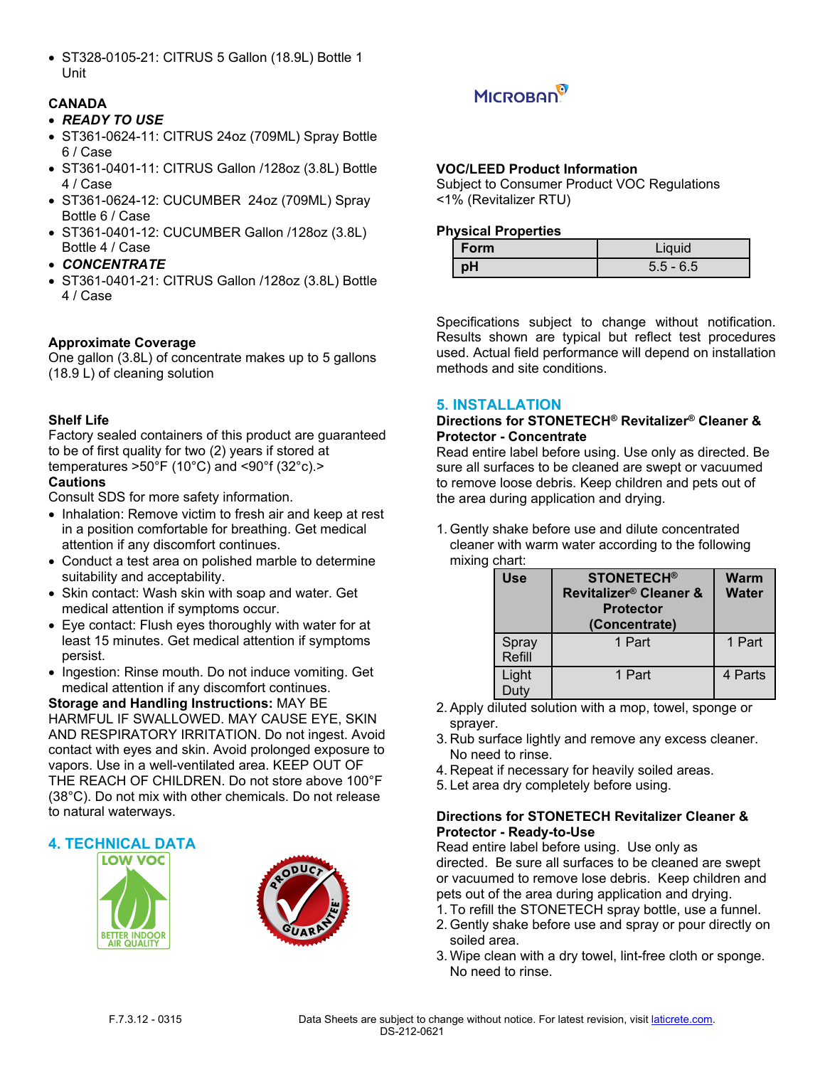- ST328-0105-21: CITRUS 5 Gallon (18.9L) Bottle 1 Unit

**CANADA**

- ***READY TO USE***
- ST361-0624-11: CITRUS 24oz (709ML) Spray Bottle 6 / Case
- ST361-0401-11: CITRUS Gallon /128oz (3.8L) Bottle 4 / Case
- ST361-0624-12: CUCUMBER 24oz (709ML) Spray Bottle 6 / Case
- ST361-0401-12: CUCUMBER Gallon /128oz (3.8L) Bottle 4 / Case
- ***CONCENTRATE***
- ST361-0401-21: CITRUS Gallon /128oz (3.8L) Bottle 4 / Case

**Approximate Coverage**

One gallon (3.8L) of concentrate makes up to 5 gallons (18.9 L) of cleaning solution

**Shelf Life**

Factory sealed containers of this product are guaranteed to be of first quality for two (2) years if stored at temperatures >50°F (10°C) and <90°f (32°c).>

**Cautions**

Consult SDS for more safety information.

- Inhalation: Remove victim to fresh air and keep at rest in a position comfortable for breathing. Get medical attention if any discomfort continues.
- Conduct a test area on polished marble to determine suitability and acceptability.
- Skin contact: Wash skin with soap and water. Get medical attention if symptoms occur.
- Eye contact: Flush eyes thoroughly with water for at least 15 minutes. Get medical attention if symptoms persist.
- Ingestion: Rinse mouth. Do not induce vomiting. Get medical attention if any discomfort continues.

**Storage and Handling Instructions:** MAY BE HARMFUL IF SWALLOWED. MAY CAUSE EYE, SKIN AND RESPIRATORY IRRITATION. Do not ingest. Avoid contact with eyes and skin. Avoid prolonged exposure to vapors. Use in a well-ventilated area. KEEP OUT OF THE REACH OF CHILDREN. Do not store above 100°F (38°C). Do not mix with other chemicals. Do not release to natural waterways.

## 4. TECHNICAL DATA

**VOC/LEED Product Information**

Subject to Consumer Product VOC Regulations <1% (Revitalizer RTU)

**Physical Properties**

| Form | Liquid |
|---|---|
| pH | 5.5 - 6.5 |

Specifications subject to change without notification. Results shown are typical but reflect test procedures used. Actual field performance will depend on installation methods and site conditions.

## 5. INSTALLATION

**Directions for STONETECH® Revitalizer® Cleaner & Protector - Concentrate**

Read entire label before using. Use only as directed. Be sure all surfaces to be cleaned are swept or vacuumed to remove loose debris. Keep children and pets out of the area during application and drying.

1. Gently shake before use and dilute concentrated cleaner with warm water according to the following mixing chart:

| Use | STONETECH® Revitalizer® Cleaner & Protector (Concentrate) | Warm Water |
|---|---|---|
| Spray Refill | 1 Part | 1 Part |
| Light Duty | 1 Part | 4 Parts |

2. Apply diluted solution with a mop, towel, sponge or sprayer.
3. Rub surface lightly and remove any excess cleaner. No need to rinse.
4. Repeat if necessary for heavily soiled areas.
5. Let area dry completely before using.

**Directions for STONETECH Revitalizer Cleaner & Protector - Ready-to-Use**

Read entire label before using. Use only as directed. Be sure all surfaces to be cleaned are swept or vacuumed to remove lose debris. Keep children and pets out of the area during application and drying.

1. To refill the STONETECH spray bottle, use a funnel.
2. Gently shake before use and spray or pour directly on soiled area.
3. Wipe clean with a dry towel, lint-free cloth or sponge. No need to rinse.

F.7.3.12 - 0315

Data Sheets are subject to change without notice. For latest revision, visit laticrete.com.
DS-212-0621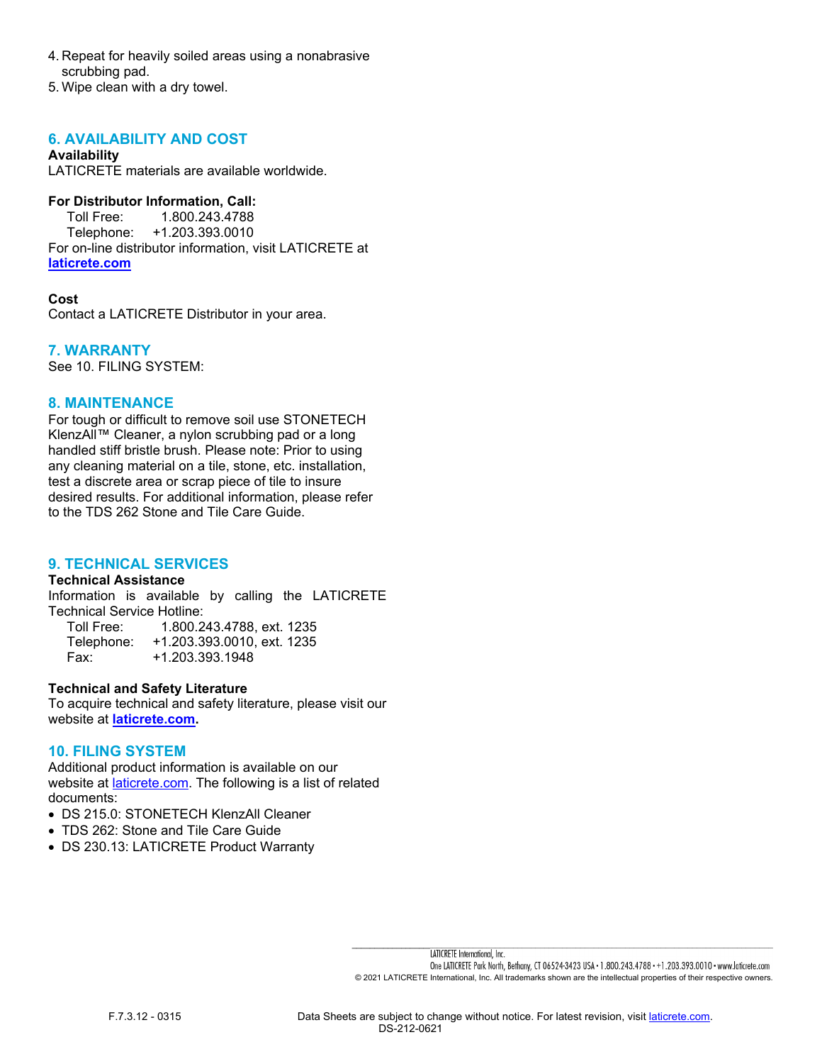4. Repeat for heavily soiled areas using a nonabrasive scrubbing pad.
5. Wipe clean with a dry towel.

## 6. AVAILABILITY AND COST

**Availability**

LATICRETE materials are available worldwide.

**For Distributor Information, Call:**

Toll Free: 1.800.243.4788
Telephone: +1.203.393.0010

For on-line distributor information, visit LATICRETE at **laticrete.com**

**Cost**

Contact a LATICRETE Distributor in your area.

## 7. WARRANTY

See 10. FILING SYSTEM:

## 8. MAINTENANCE

For tough or difficult to remove soil use STONETECH KlenzAll™ Cleaner, a nylon scrubbing pad or a long handled stiff bristle brush. Please note: Prior to using any cleaning material on a tile, stone, etc. installation, test a discrete area or scrap piece of tile to insure desired results. For additional information, please refer to the TDS 262 Stone and Tile Care Guide.

## 9. TECHNICAL SERVICES

**Technical Assistance**

Information is available by calling the LATICRETE Technical Service Hotline:

Toll Free: 1.800.243.4788, ext. 1235
Telephone: +1.203.393.0010, ext. 1235
Fax: +1.203.393.1948

**Technical and Safety Literature**

To acquire technical and safety literature, please visit our website at **laticrete.com.**

## 10. FILING SYSTEM

Additional product information is available on our website at laticrete.com. The following is a list of related documents:

- DS 215.0: STONETECH KlenzAll Cleaner
- TDS 262: Stone and Tile Care Guide
- DS 230.13: LATICRETE Product Warranty

LATICRETE International, Inc.
One LATICRETE Park North, Bethany, CT 06524-3423 USA • 1.800.243.4788 • +1.203.393.0010 • www.laticrete.com
© 2021 LATICRETE International, Inc. All trademarks shown are the intellectual properties of their respective owners.

F.7.3.12 - 0315

Data Sheets are subject to change without notice. For latest revision, visit laticrete.com.
DS-212-0621